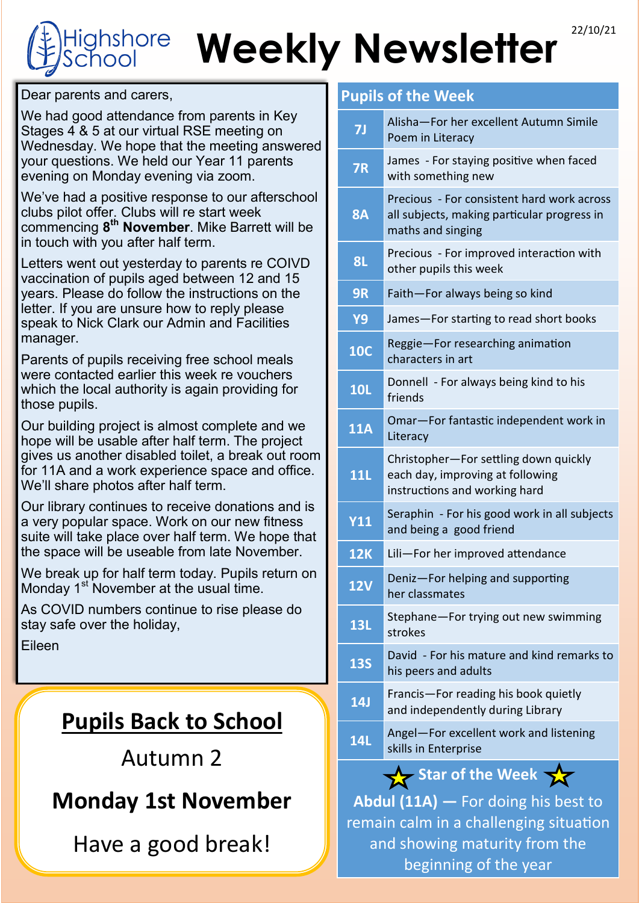Highshore School

# Weekly Newsletter

22/10/21

Dear parents and carers,

We had good attendance from parents in Key Stages 4 & 5 at our virtual RSE meeting on Wednesday. We hope that the meeting answered your questions. We held our Year 11 parents evening on Monday evening via zoom.

We've had a positive response to our afterschool clubs pilot offer. Clubs will re start week commencing **8th November**. Mike Barrett will be in touch with you after half term.

Letters went out yesterday to parents re COIVD vaccination of pupils aged between 12 and 15 years. Please do follow the instructions on the letter. If you are unsure how to reply please speak to Nick Clark our Admin and Facilities manager.

Parents of pupils receiving free school meals were contacted earlier this week re vouchers which the local authority is again providing for those pupils.

Our building project is almost complete and we hope will be usable after half term. The project gives us another disabled toilet, a break out room for 11A and a work experience space and office. We'll share photos after half term.

Our library continues to receive donations and is a very popular space. Work on our new fitness suite will take place over half term. We hope that the space will be useable from late November.

We break up for half term today. Pupils return on Monday 1st November at the usual time.

As COVID numbers continue to rise please do stay safe over the holiday,

Eileen

## Pupils Back to School

Autumn 2

**Monday 1st November**

Have a good break!

## Pupils of the Week

| Class | Pupil |
|---|---|
| 7J | Alisha—For her excellent Autumn Simile Poem in Literacy |
| 7R | James - For staying positive when faced with something new |
| 8A | Precious - For consistent hard work across all subjects, making particular progress in maths and singing |
| 8L | Precious - For improved interaction with other pupils this week |
| 9R | Faith—For always being so kind |
| Y9 | James—For starting to read short books |
| 10C | Reggie—For researching animation characters in art |
| 10L | Donnell - For always being kind to his friends |
| 11A | Omar—For fantastic independent work in Literacy |
| 11L | Christopher—For settling down quickly each day, improving at following instructions and working hard |
| Y11 | Seraphin - For his good work in all subjects and being a good friend |
| 12K | Lili—For her improved attendance |
| 12V | Deniz—For helping and supporting her classmates |
| 13L | Stephane—For trying out new swimming strokes |
| 13S | David - For his mature and kind remarks to his peers and adults |
| 14J | Francis—For reading his book quietly and independently during Library |
| 14L | Angel—For excellent work and listening skills in Enterprise |

### Star of the Week

**Abdul (11A) —** For doing his best to remain calm in a challenging situation and showing maturity from the beginning of the year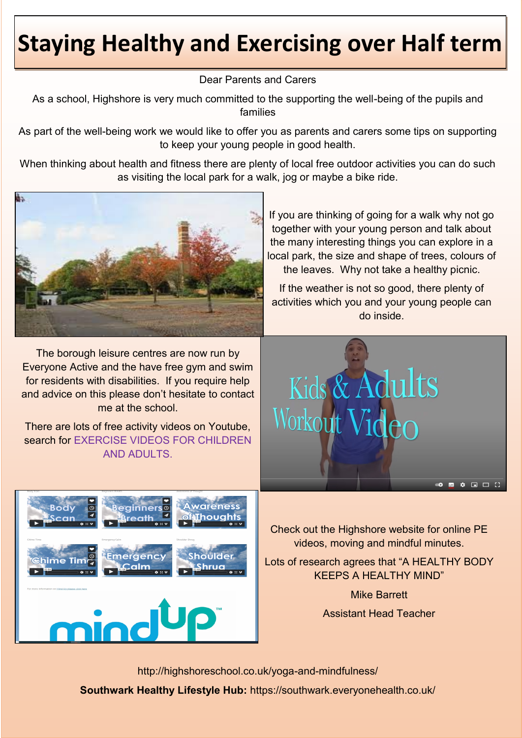# Staying Healthy and Exercising over Half term

Dear Parents and Carers

As a school, Highshore is very much committed to the supporting the well-being of the pupils and families

As part of the well-being work we would like to offer you as parents and carers some tips on supporting to keep your young people in good health.

When thinking about health and fitness there are plenty of local free outdoor activities you can do such as visiting the local park for a walk, jog or maybe a bike ride.

If you are thinking of going for a walk why not go together with your young person and talk about the many interesting things you can explore in a local park, the size and shape of trees, colours of the leaves. Why not take a healthy picnic.

If the weather is not so good, there plenty of activities which you and your young people can do inside.

The borough leisure centres are now run by Everyone Active and the have free gym and swim for residents with disabilities. If you require help and advice on this please don't hesitate to contact me at the school.

There are lots of free activity videos on Youtube, search for EXERCISE VIDEOS FOR CHILDREN AND ADULTS.

Check out the Highshore website for online PE videos, moving and mindful minutes.

Lots of research agrees that "A HEALTHY BODY KEEPS A HEALTHY MIND"

Mike Barrett

Assistant Head Teacher

http://highshoreschool.co.uk/yoga-and-mindfulness/

**Southwark Healthy Lifestyle Hub:** https://southwark.everyonehealth.co.uk/